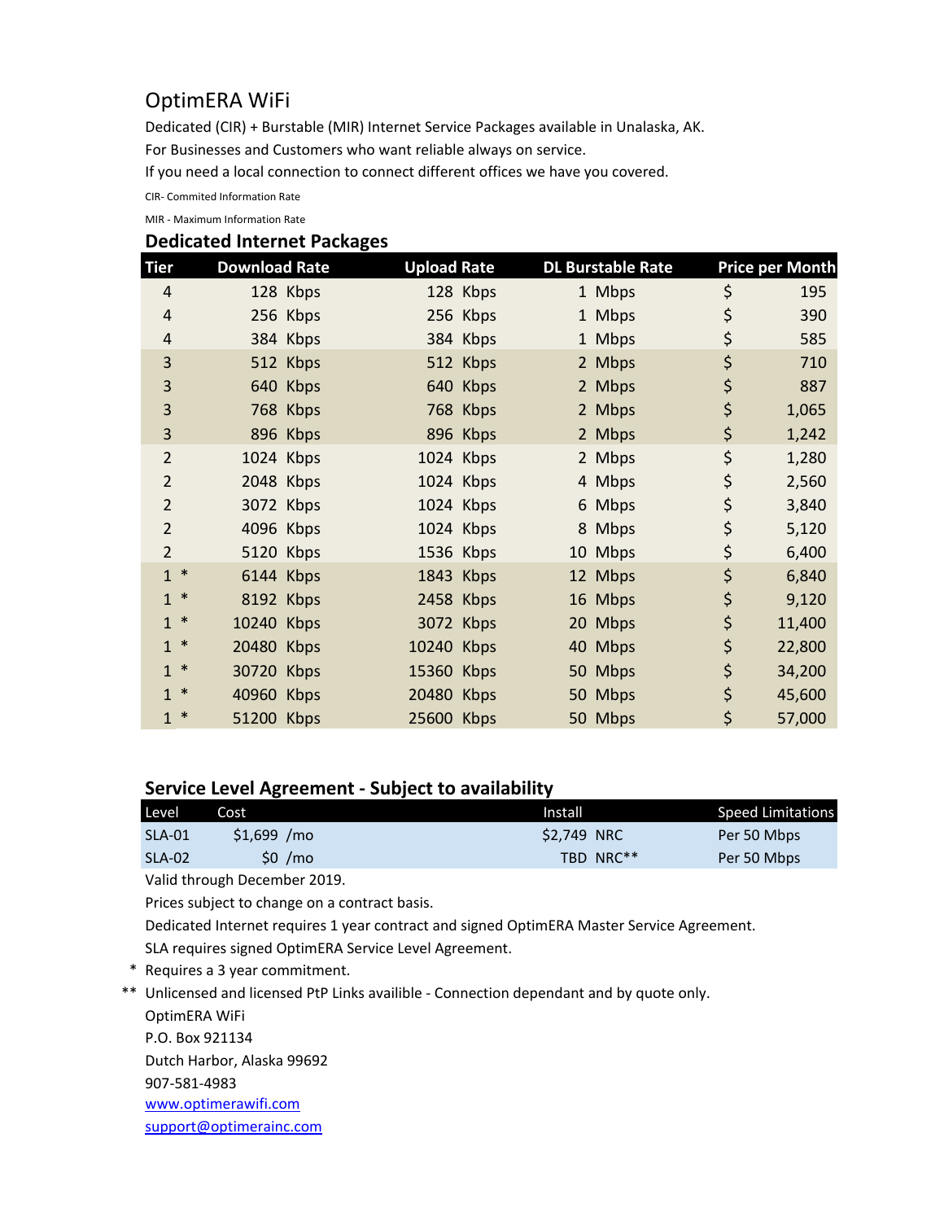# OptimERA WiFi

Dedicated (CIR) + Burstable (MIR) Internet Service Packages available in Unalaska, AK.

For Businesses and Customers who want reliable always on service.

If you need a local connection to connect different offices we have you covered.

CIR- Commited Information Rate

MIR - Maximum Information Rate

## Dedicated Internet Packages

| Tier | Download Rate | Upload Rate | DL Burstable Rate | Price per Month |
|---|---|---|---|---|
| 4 | 128 Kbps | 128 Kbps | 1 Mbps | $ 195 |
| 4 | 256 Kbps | 256 Kbps | 1 Mbps | $ 390 |
| 4 | 384 Kbps | 384 Kbps | 1 Mbps | $ 585 |
| 3 | 512 Kbps | 512 Kbps | 2 Mbps | $ 710 |
| 3 | 640 Kbps | 640 Kbps | 2 Mbps | $ 887 |
| 3 | 768 Kbps | 768 Kbps | 2 Mbps | $ 1,065 |
| 3 | 896 Kbps | 896 Kbps | 2 Mbps | $ 1,242 |
| 2 | 1024 Kbps | 1024 Kbps | 2 Mbps | $ 1,280 |
| 2 | 2048 Kbps | 1024 Kbps | 4 Mbps | $ 2,560 |
| 2 | 3072 Kbps | 1024 Kbps | 6 Mbps | $ 3,840 |
| 2 | 4096 Kbps | 1024 Kbps | 8 Mbps | $ 5,120 |
| 2 | 5120 Kbps | 1536 Kbps | 10 Mbps | $ 6,400 |
| 1 * | 6144 Kbps | 1843 Kbps | 12 Mbps | $ 6,840 |
| 1 * | 8192 Kbps | 2458 Kbps | 16 Mbps | $ 9,120 |
| 1 * | 10240 Kbps | 3072 Kbps | 20 Mbps | $ 11,400 |
| 1 * | 20480 Kbps | 10240 Kbps | 40 Mbps | $ 22,800 |
| 1 * | 30720 Kbps | 15360 Kbps | 50 Mbps | $ 34,200 |
| 1 * | 40960 Kbps | 20480 Kbps | 50 Mbps | $ 45,600 |
| 1 * | 51200 Kbps | 25600 Kbps | 50 Mbps | $ 57,000 |

## Service Level Agreement - Subject to availability

| Level | Cost | Install | Speed Limitations |
|---|---|---|---|
| SLA-01 | $1,699 /mo | $2,749 NRC | Per 50 Mbps |
| SLA-02 | $0 /mo | TBD NRC** | Per 50 Mbps |

Valid through December 2019.

Prices subject to change on a contract basis.

Dedicated Internet requires 1 year contract and signed OptimERA Master Service Agreement.

SLA requires signed OptimERA Service Level Agreement.

\* Requires a 3 year commitment.

\*\* Unlicensed and licensed PtP Links availible - Connection dependant and by quote only.

OptimERA WiFi
P.O. Box 921134
Dutch Harbor, Alaska 99692
907-581-4983
www.optimerawifi.com
support@optimerainc.com